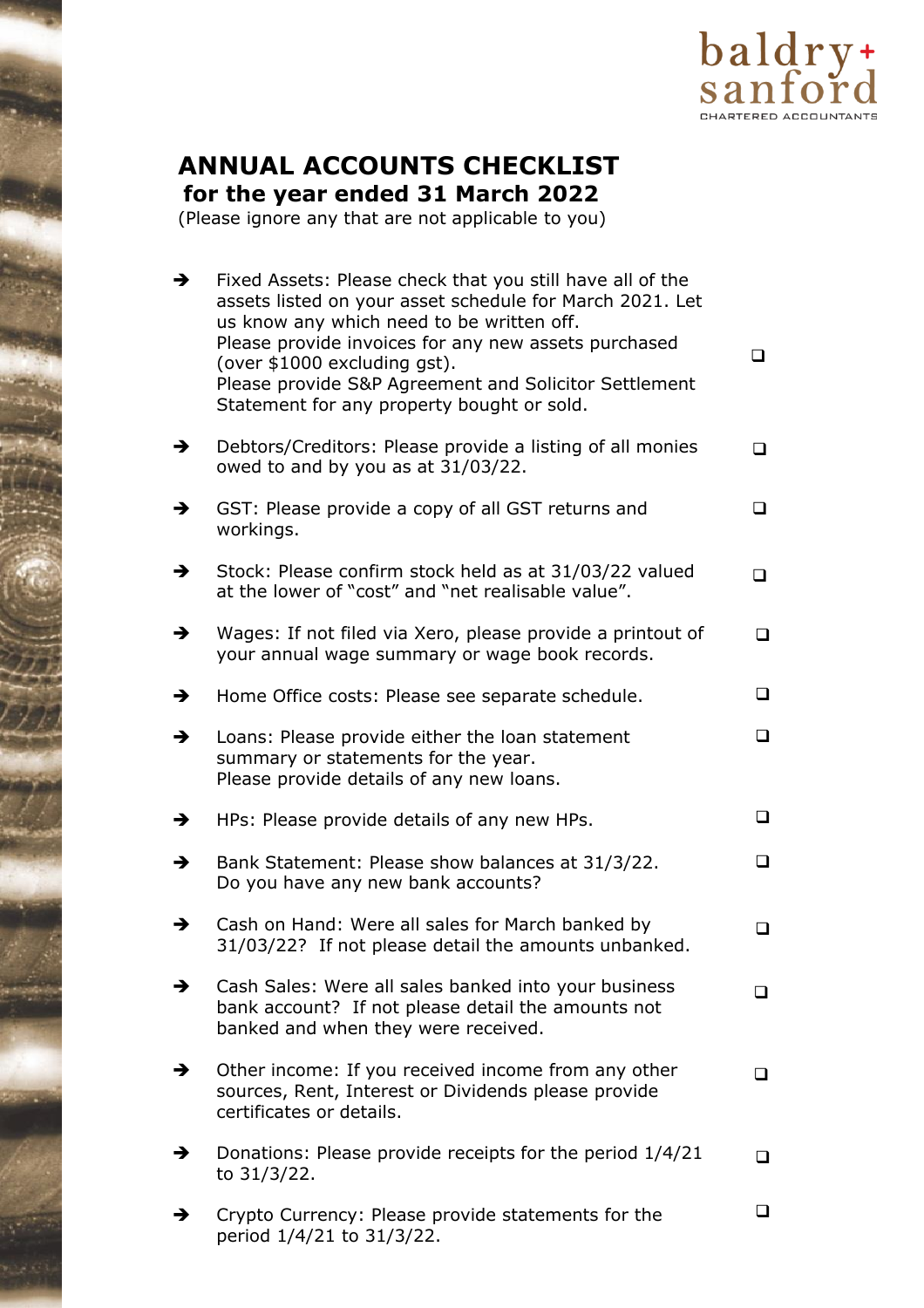baldry + sanford
CHARTERED ACCOUNTANTS

# ANNUAL ACCOUNTS CHECKLIST
## for the year ended 31 March 2022

(Please ignore any that are not applicable to you)

- ➔ Fixed Assets: Please check that you still have all of the assets listed on your asset schedule for March 2021. Let us know any which need to be written off.
  Please provide invoices for any new assets purchased (over $1000 excluding gst).
  Please provide S&P Agreement and Solicitor Settlement Statement for any property bought or sold. ☐

- ➔ Debtors/Creditors: Please provide a listing of all monies owed to and by you as at 31/03/22. ☐

- ➔ GST: Please provide a copy of all GST returns and workings. ☐

- ➔ Stock: Please confirm stock held as at 31/03/22 valued at the lower of "cost" and "net realisable value". ☐

- ➔ Wages: If not filed via Xero, please provide a printout of your annual wage summary or wage book records. ☐

- ➔ Home Office costs: Please see separate schedule. ☐

- ➔ Loans: Please provide either the loan statement summary or statements for the year.
  Please provide details of any new loans. ☐

- ➔ HPs: Please provide details of any new HPs. ☐

- ➔ Bank Statement: Please show balances at 31/3/22.
  Do you have any new bank accounts? ☐

- ➔ Cash on Hand: Were all sales for March banked by 31/03/22? If not please detail the amounts unbanked. ☐

- ➔ Cash Sales: Were all sales banked into your business bank account? If not please detail the amounts not banked and when they were received. ☐

- ➔ Other income: If you received income from any other sources, Rent, Interest or Dividends please provide certificates or details. ☐

- ➔ Donations: Please provide receipts for the period 1/4/21 to 31/3/22. ☐

- ➔ Crypto Currency: Please provide statements for the period 1/4/21 to 31/3/22. ☐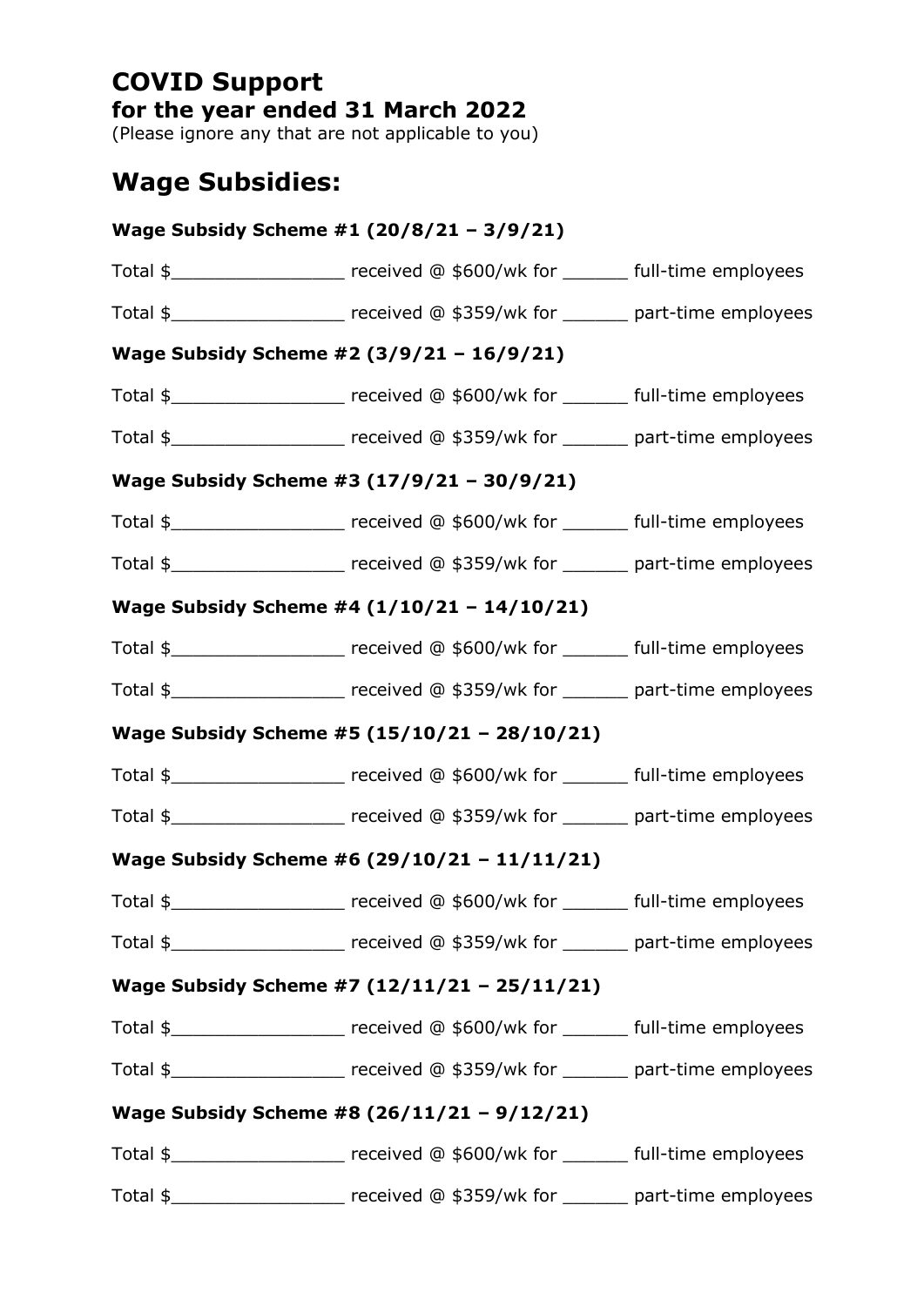# COVID Support

**for the year ended 31 March 2022**

(Please ignore any that are not applicable to you)

## Wage Subsidies:

**Wage Subsidy Scheme #1 (20/8/21 – 3/9/21)**

Total $________________ received @ $600/wk for ______ full-time employees

Total $________________ received @ $359/wk for ______ part-time employees

**Wage Subsidy Scheme #2 (3/9/21 – 16/9/21)**

Total $________________ received @ $600/wk for ______ full-time employees

Total $________________ received @ $359/wk for ______ part-time employees

**Wage Subsidy Scheme #3 (17/9/21 – 30/9/21)**

Total $________________ received @ $600/wk for ______ full-time employees

Total $________________ received @ $359/wk for ______ part-time employees

**Wage Subsidy Scheme #4 (1/10/21 – 14/10/21)**

Total $________________ received @ $600/wk for ______ full-time employees

Total $________________ received @ $359/wk for ______ part-time employees

**Wage Subsidy Scheme #5 (15/10/21 – 28/10/21)**

Total $________________ received @ $600/wk for ______ full-time employees

Total $________________ received @ $359/wk for ______ part-time employees

**Wage Subsidy Scheme #6 (29/10/21 – 11/11/21)**

Total $________________ received @ $600/wk for ______ full-time employees

Total $________________ received @ $359/wk for ______ part-time employees

**Wage Subsidy Scheme #7 (12/11/21 – 25/11/21)**

Total $________________ received @ $600/wk for ______ full-time employees

Total $________________ received @ $359/wk for ______ part-time employees

**Wage Subsidy Scheme #8 (26/11/21 – 9/12/21)**

Total $________________ received @ $600/wk for ______ full-time employees

Total $________________ received @ $359/wk for ______ part-time employees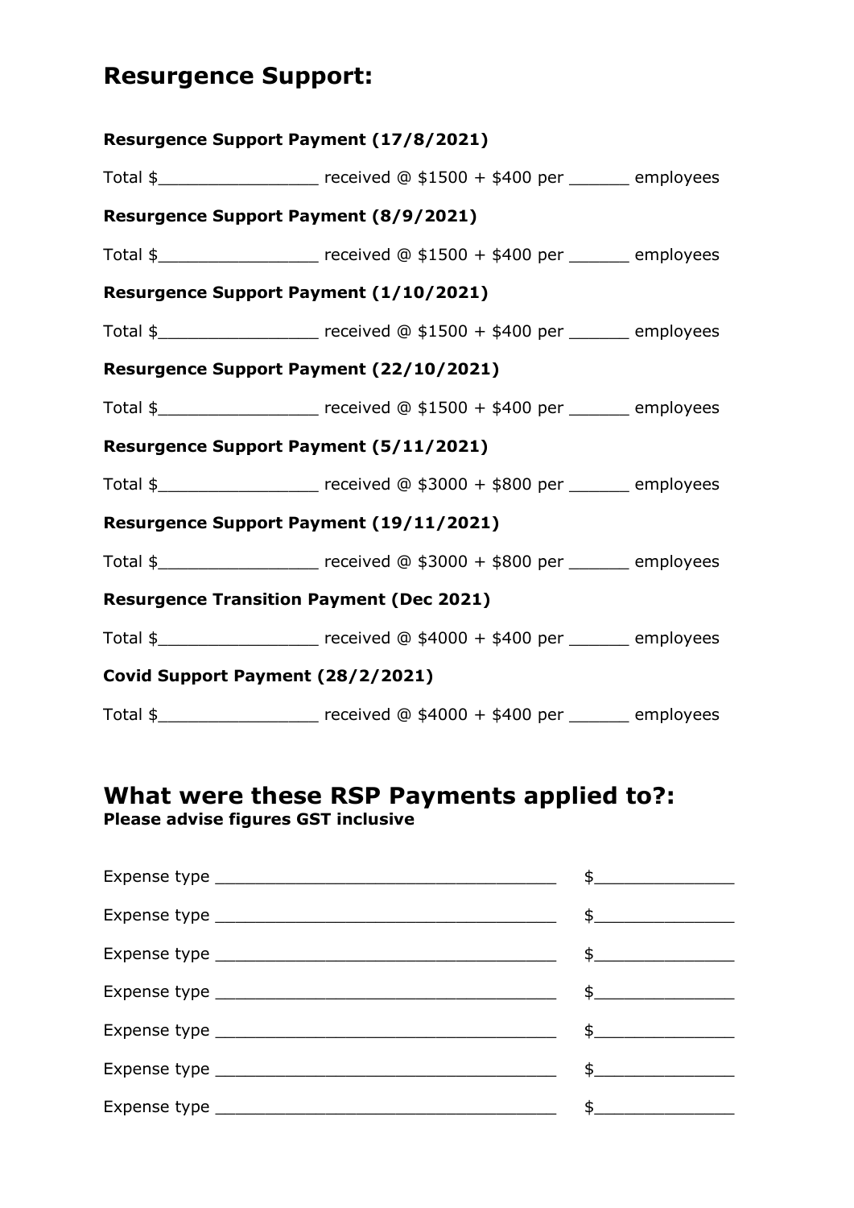## Resurgence Support:

**Resurgence Support Payment (17/8/2021)**

Total $________________ received @ $1500 + $400 per ______ employees

**Resurgence Support Payment (8/9/2021)**

Total $________________ received @ $1500 + $400 per ______ employees

**Resurgence Support Payment (1/10/2021)**

Total $________________ received @ $1500 + $400 per ______ employees

**Resurgence Support Payment (22/10/2021)**

Total $________________ received @ $1500 + $400 per ______ employees

**Resurgence Support Payment (5/11/2021)**

Total $________________ received @ $3000 + $800 per ______ employees

**Resurgence Support Payment (19/11/2021)**

Total $________________ received @ $3000 + $800 per ______ employees

**Resurgence Transition Payment (Dec 2021)**

Total $________________ received @ $4000 + $400 per ______ employees

**Covid Support Payment (28/2/2021)**

Total $________________ received @ $4000 + $400 per ______ employees

## What were these RSP Payments applied to?:

**Please advise figures GST inclusive**

Expense type ___________________________________ $______________

Expense type ___________________________________ $______________

Expense type ___________________________________ $______________

Expense type ___________________________________ $______________

Expense type ___________________________________ $______________

Expense type ___________________________________ $______________

Expense type ___________________________________ $______________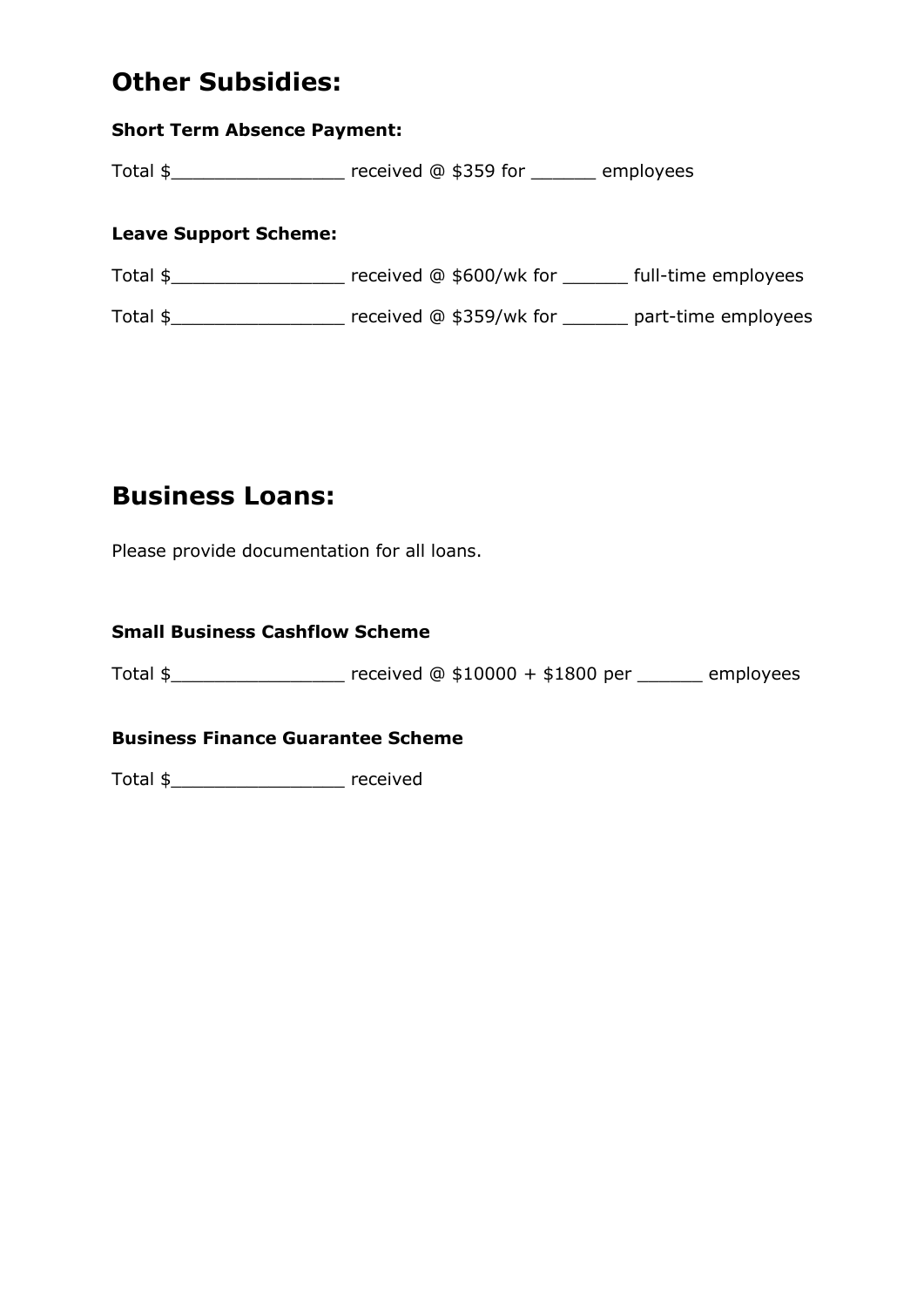# Other Subsidies:

**Short Term Absence Payment:**

Total $________________ received @ $359 for ______ employees

**Leave Support Scheme:**

Total $________________ received @ $600/wk for ______ full-time employees

Total $________________ received @ $359/wk for ______ part-time employees

# Business Loans:

Please provide documentation for all loans.

**Small Business Cashflow Scheme**

Total $________________ received @ $10000 + $1800 per ______ employees

**Business Finance Guarantee Scheme**

Total $________________ received